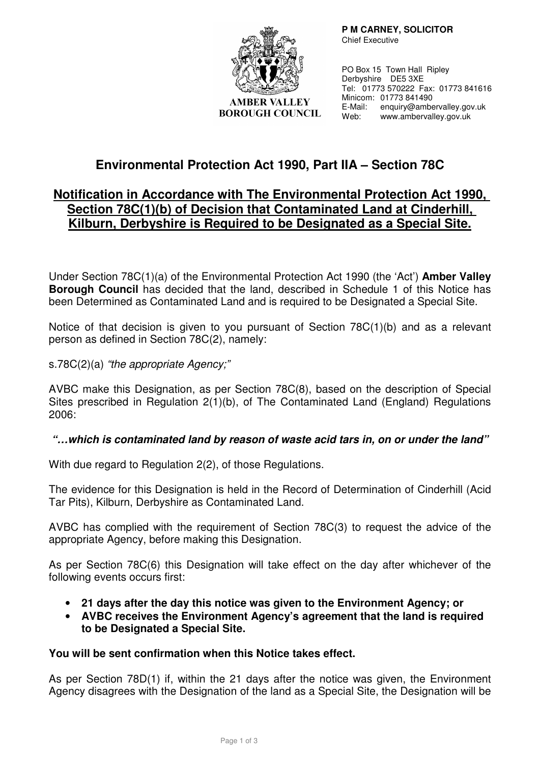AMBER VALLEY
BOROUGH COUNCIL

**P M CARNEY, SOLICITOR**
Chief Executive

PO Box 15 Town Hall Ripley
Derbyshire DE5 3XE
Tel: 01773 570222 Fax: 01773 841616
Minicom: 01773 841490
E-Mail: enquiry@ambervalley.gov.uk
Web: www.ambervalley.gov.uk

# Environmental Protection Act 1990, Part IIA – Section 78C

## Notification in Accordance with The Environmental Protection Act 1990, Section 78C(1)(b) of Decision that Contaminated Land at Cinderhill, Kilburn, Derbyshire is Required to be Designated as a Special Site.

Under Section 78C(1)(a) of the Environmental Protection Act 1990 (the 'Act') **Amber Valley Borough Council** has decided that the land, described in Schedule 1 of this Notice has been Determined as Contaminated Land and is required to be Designated a Special Site.

Notice of that decision is given to you pursuant of Section 78C(1)(b) and as a relevant person as defined in Section 78C(2), namely:

s.78C(2)(a) *"the appropriate Agency;"*

AVBC make this Designation, as per Section 78C(8), based on the description of Special Sites prescribed in Regulation 2(1)(b), of The Contaminated Land (England) Regulations 2006:

***"…which is contaminated land by reason of waste acid tars in, on or under the land"***

With due regard to Regulation 2(2), of those Regulations.

The evidence for this Designation is held in the Record of Determination of Cinderhill (Acid Tar Pits), Kilburn, Derbyshire as Contaminated Land.

AVBC has complied with the requirement of Section 78C(3) to request the advice of the appropriate Agency, before making this Designation.

As per Section 78C(6) this Designation will take effect on the day after whichever of the following events occurs first:

- **21 days after the day this notice was given to the Environment Agency; or**
- **AVBC receives the Environment Agency's agreement that the land is required to be Designated a Special Site.**

**You will be sent confirmation when this Notice takes effect.**

As per Section 78D(1) if, within the 21 days after the notice was given, the Environment Agency disagrees with the Designation of the land as a Special Site, the Designation will be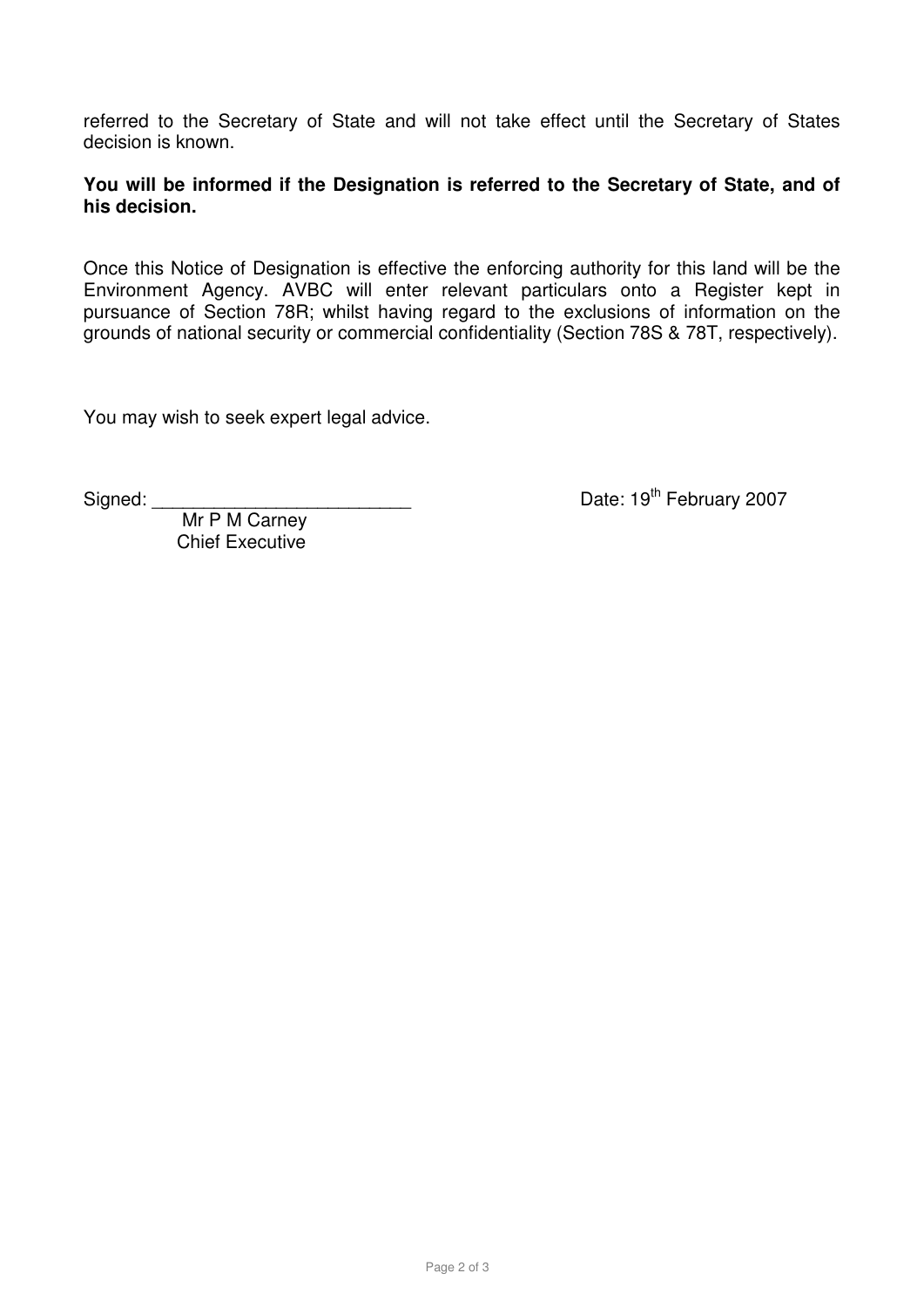referred to the Secretary of State and will not take effect until the Secretary of States decision is known.

**You will be informed if the Designation is referred to the Secretary of State, and of his decision.**

Once this Notice of Designation is effective the enforcing authority for this land will be the Environment Agency. AVBC will enter relevant particulars onto a Register kept in pursuance of Section 78R; whilst having regard to the exclusions of information on the grounds of national security or commercial confidentiality (Section 78S & 78T, respectively).

You may wish to seek expert legal advice.

Signed: _________________________

Mr P M Carney
Chief Executive

Date: 19th February 2007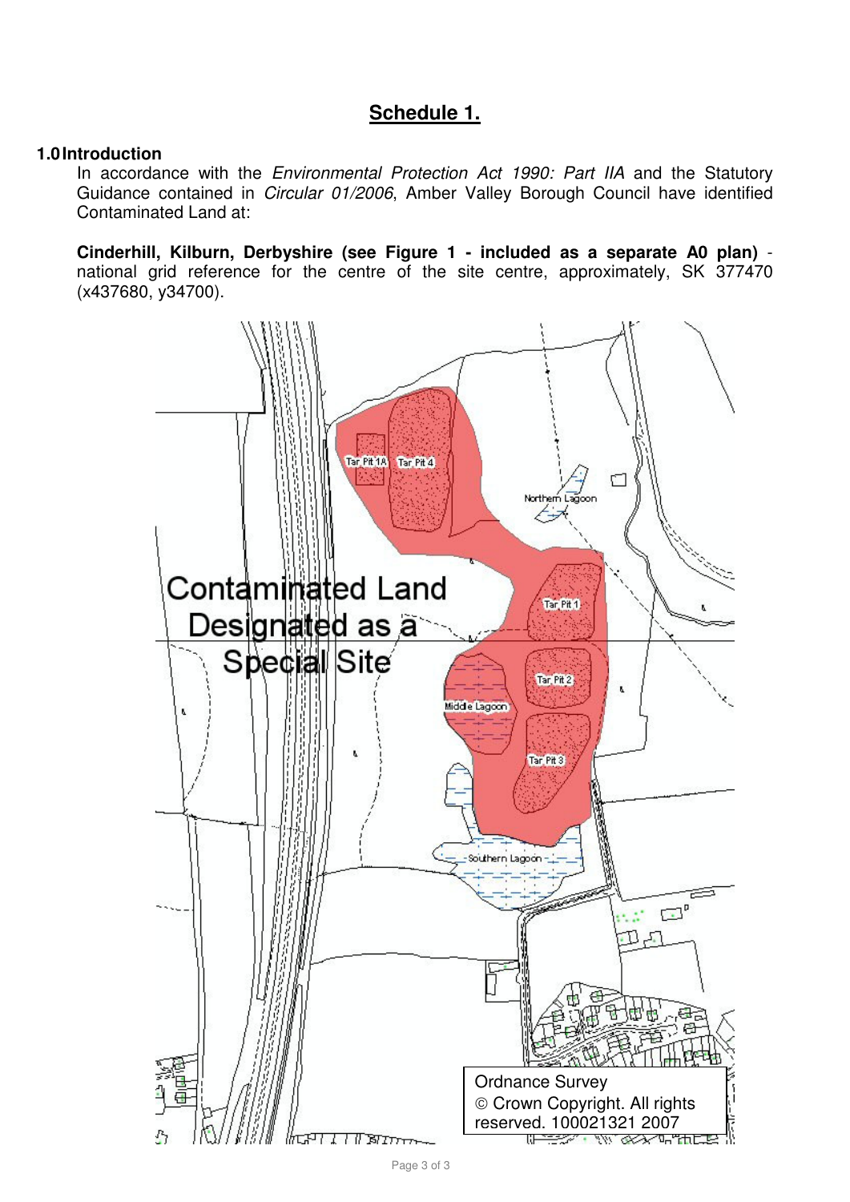# Schedule 1.

## 1.0 Introduction

In accordance with the *Environmental Protection Act 1990: Part IIA* and the Statutory Guidance contained in *Circular 01/2006*, Amber Valley Borough Council have identified Contaminated Land at:

**Cinderhill, Kilburn, Derbyshire (see Figure 1 - included as a separate A0 plan)** - national grid reference for the centre of the site centre, approximately, SK 377470 (x437680, y34700).

Contaminated Land Designated as a Special Site

Tar Pit 1A

Tar Pit 4

Northern Lagoon

Tar Pit 1

Tar Pit 2

Middle Lagoon

Tar Pit 3

Southern Lagoon

Ordnance Survey
© Crown Copyright. All rights reserved. 100021321 2007